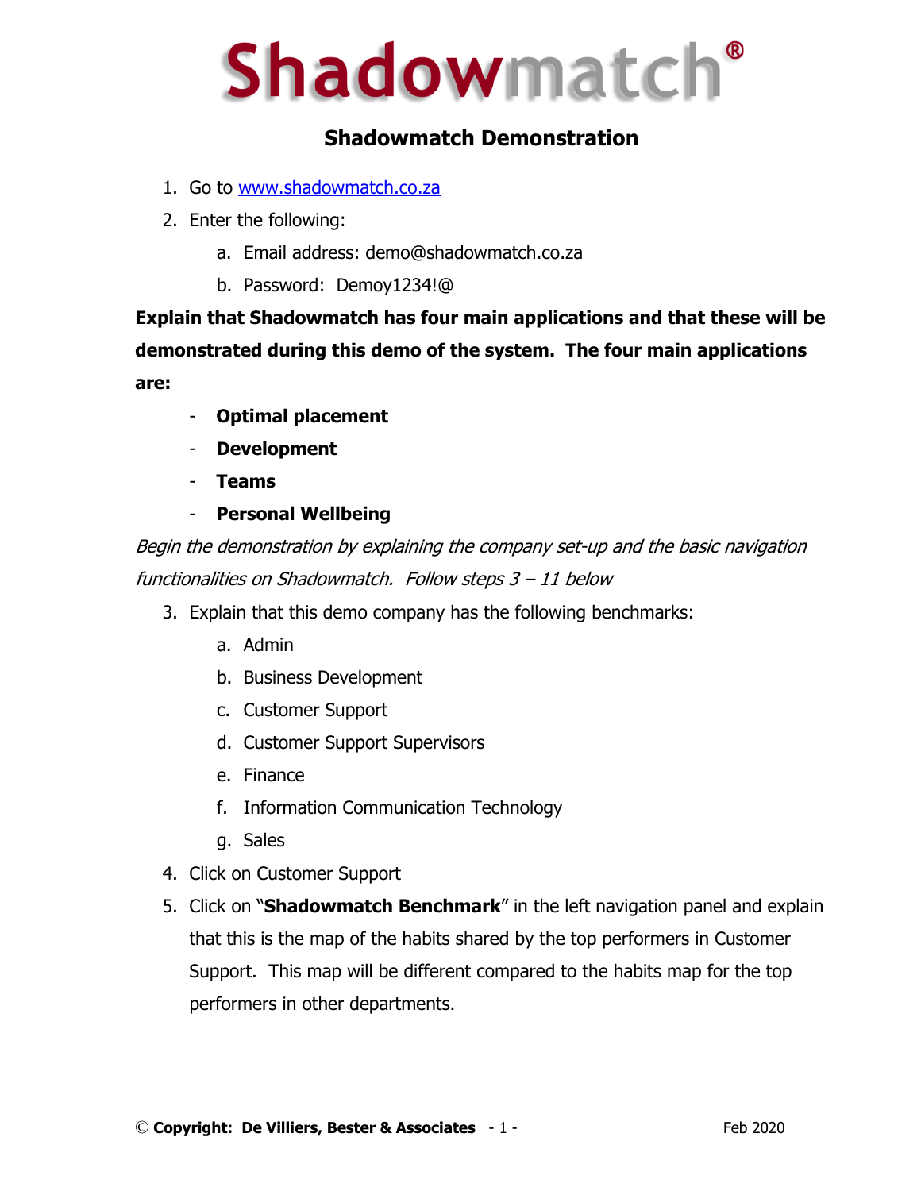# Shadowmatch®

## Shadowmatch Demonstration

1. Go to www.shadowmatch.co.za
2. Enter the following:
   a. Email address: demo@shadowmatch.co.za
   b. Password: Demoy1234!@

**Explain that Shadowmatch has four main applications and that these will be demonstrated during this demo of the system. The four main applications are:**

- **Optimal placement**
- **Development**
- **Teams**
- **Personal Wellbeing**

*Begin the demonstration by explaining the company set-up and the basic navigation functionalities on Shadowmatch. Follow steps 3 – 11 below*

3. Explain that this demo company has the following benchmarks:
   a. Admin
   b. Business Development
   c. Customer Support
   d. Customer Support Supervisors
   e. Finance
   f. Information Communication Technology
   g. Sales
4. Click on Customer Support
5. Click on "**Shadowmatch Benchmark**" in the left navigation panel and explain that this is the map of the habits shared by the top performers in Customer Support. This map will be different compared to the habits map for the top performers in other departments.

© **Copyright: De Villiers, Bester & Associates** Feb 2020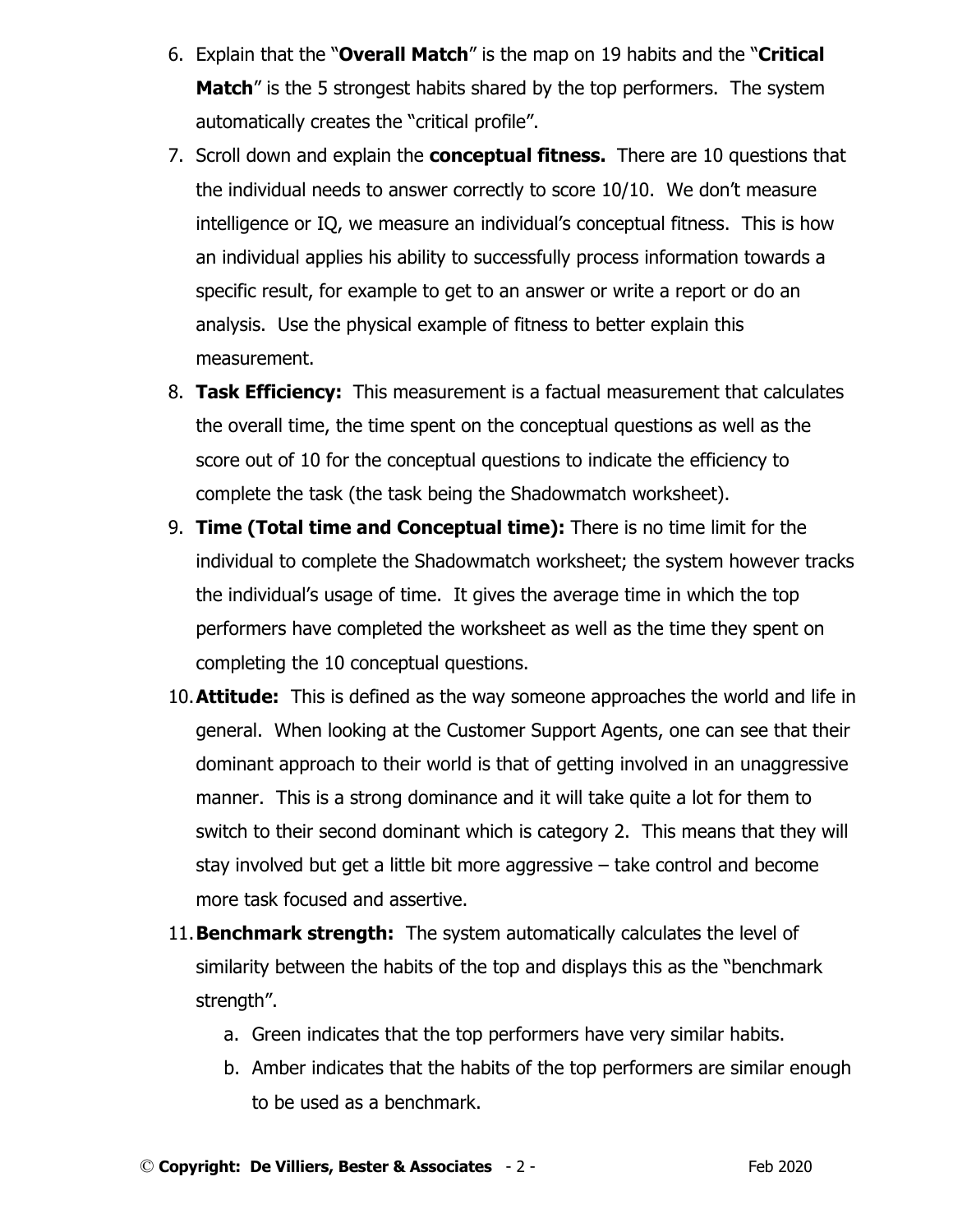6. Explain that the "**Overall Match**" is the map on 19 habits and the "**Critical Match**" is the 5 strongest habits shared by the top performers. The system automatically creates the "critical profile".
7. Scroll down and explain the **conceptual fitness.** There are 10 questions that the individual needs to answer correctly to score 10/10. We don't measure intelligence or IQ, we measure an individual's conceptual fitness. This is how an individual applies his ability to successfully process information towards a specific result, for example to get to an answer or write a report or do an analysis. Use the physical example of fitness to better explain this measurement.
8. **Task Efficiency:** This measurement is a factual measurement that calculates the overall time, the time spent on the conceptual questions as well as the score out of 10 for the conceptual questions to indicate the efficiency to complete the task (the task being the Shadowmatch worksheet).
9. **Time (Total time and Conceptual time):** There is no time limit for the individual to complete the Shadowmatch worksheet; the system however tracks the individual's usage of time. It gives the average time in which the top performers have completed the worksheet as well as the time they spent on completing the 10 conceptual questions.
10. **Attitude:** This is defined as the way someone approaches the world and life in general. When looking at the Customer Support Agents, one can see that their dominant approach to their world is that of getting involved in an unaggressive manner. This is a strong dominance and it will take quite a lot for them to switch to their second dominant which is category 2. This means that they will stay involved but get a little bit more aggressive – take control and become more task focused and assertive.
11. **Benchmark strength:** The system automatically calculates the level of similarity between the habits of the top and displays this as the "benchmark strength".
    a. Green indicates that the top performers have very similar habits.
    b. Amber indicates that the habits of the top performers are similar enough to be used as a benchmark.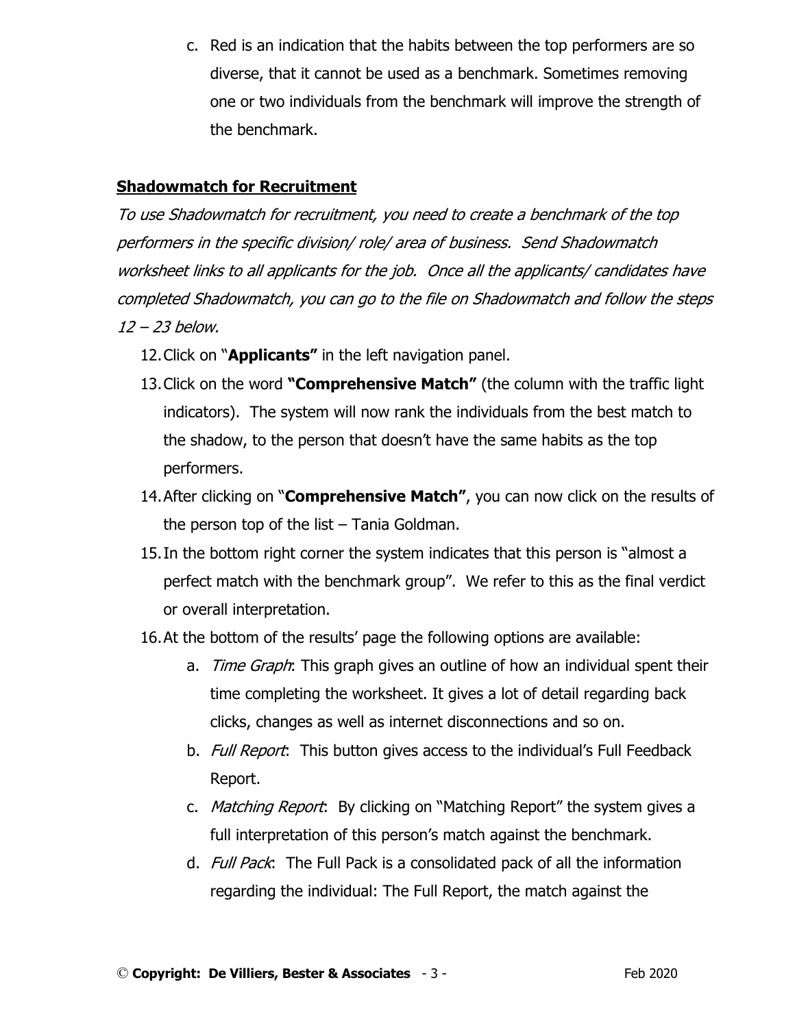c. Red is an indication that the habits between the top performers are so diverse, that it cannot be used as a benchmark. Sometimes removing one or two individuals from the benchmark will improve the strength of the benchmark.

## Shadowmatch for Recruitment

*To use Shadowmatch for recruitment, you need to create a benchmark of the top performers in the specific division/ role/ area of business. Send Shadowmatch worksheet links to all applicants for the job. Once all the applicants/ candidates have completed Shadowmatch, you can go to the file on Shadowmatch and follow the steps 12 – 23 below.*

12. Click on "**Applicants"** in the left navigation panel.
13. Click on the word **"Comprehensive Match"** (the column with the traffic light indicators). The system will now rank the individuals from the best match to the shadow, to the person that doesn't have the same habits as the top performers.
14. After clicking on "**Comprehensive Match"**, you can now click on the results of the person top of the list – Tania Goldman.
15. In the bottom right corner the system indicates that this person is "almost a perfect match with the benchmark group". We refer to this as the final verdict or overall interpretation.
16. At the bottom of the results' page the following options are available:
    a. *Time Graph*: This graph gives an outline of how an individual spent their time completing the worksheet. It gives a lot of detail regarding back clicks, changes as well as internet disconnections and so on.
    b. *Full Report*: This button gives access to the individual's Full Feedback Report.
    c. *Matching Report*: By clicking on "Matching Report" the system gives a full interpretation of this person's match against the benchmark.
    d. *Full Pack*: The Full Pack is a consolidated pack of all the information regarding the individual: The Full Report, the match against the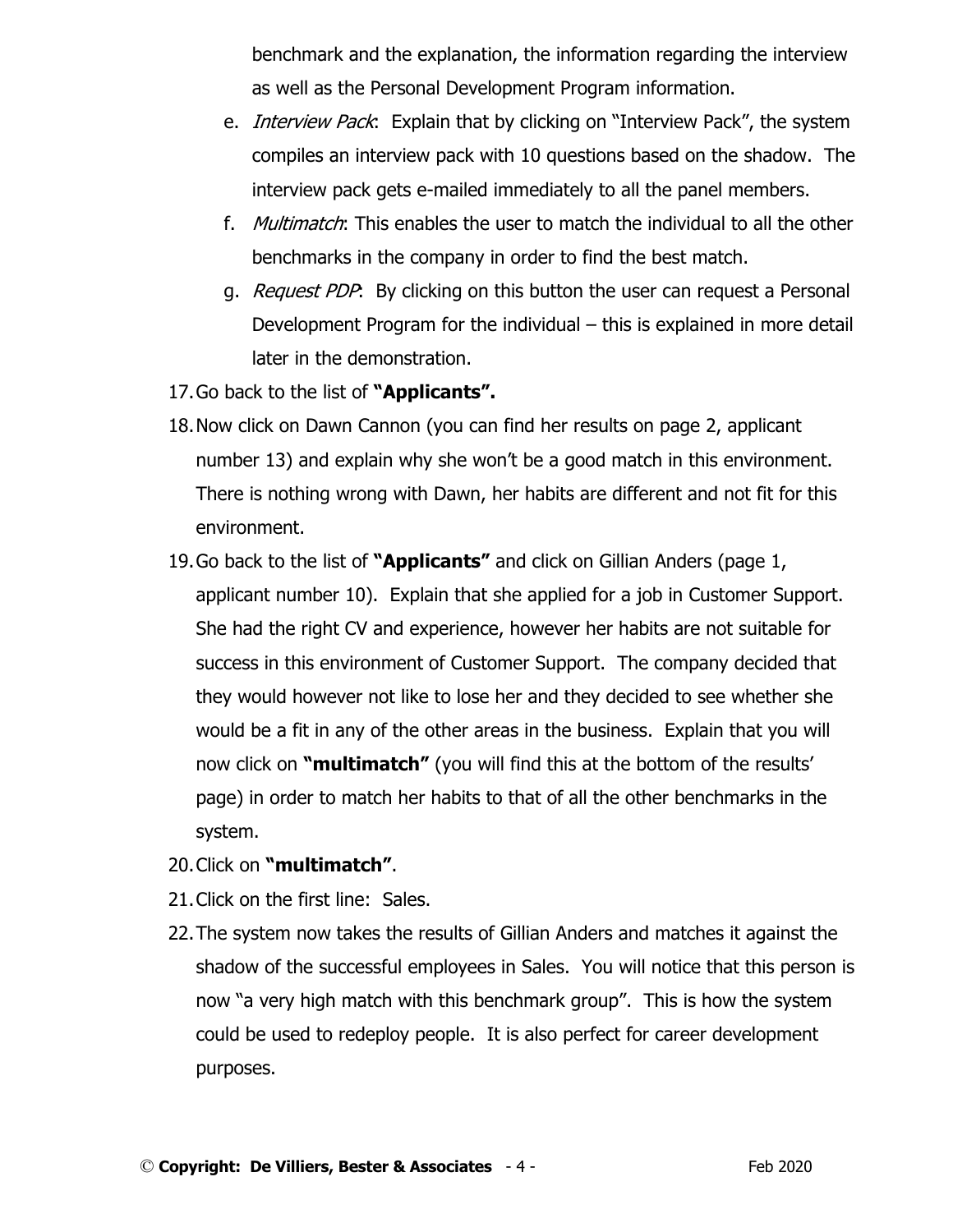benchmark and the explanation, the information regarding the interview as well as the Personal Development Program information.

e. *Interview Pack*: Explain that by clicking on "Interview Pack", the system compiles an interview pack with 10 questions based on the shadow. The interview pack gets e-mailed immediately to all the panel members.

f. *Multimatch*: This enables the user to match the individual to all the other benchmarks in the company in order to find the best match.

g. *Request PDP*: By clicking on this button the user can request a Personal Development Program for the individual – this is explained in more detail later in the demonstration.

17. Go back to the list of **"Applicants".**
18. Now click on Dawn Cannon (you can find her results on page 2, applicant number 13) and explain why she won't be a good match in this environment. There is nothing wrong with Dawn, her habits are different and not fit for this environment.
19. Go back to the list of **"Applicants"** and click on Gillian Anders (page 1, applicant number 10). Explain that she applied for a job in Customer Support. She had the right CV and experience, however her habits are not suitable for success in this environment of Customer Support. The company decided that they would however not like to lose her and they decided to see whether she would be a fit in any of the other areas in the business. Explain that you will now click on **"multimatch"** (you will find this at the bottom of the results' page) in order to match her habits to that of all the other benchmarks in the system.
20. Click on **"multimatch"**.
21. Click on the first line: Sales.
22. The system now takes the results of Gillian Anders and matches it against the shadow of the successful employees in Sales. You will notice that this person is now "a very high match with this benchmark group". This is how the system could be used to redeploy people. It is also perfect for career development purposes.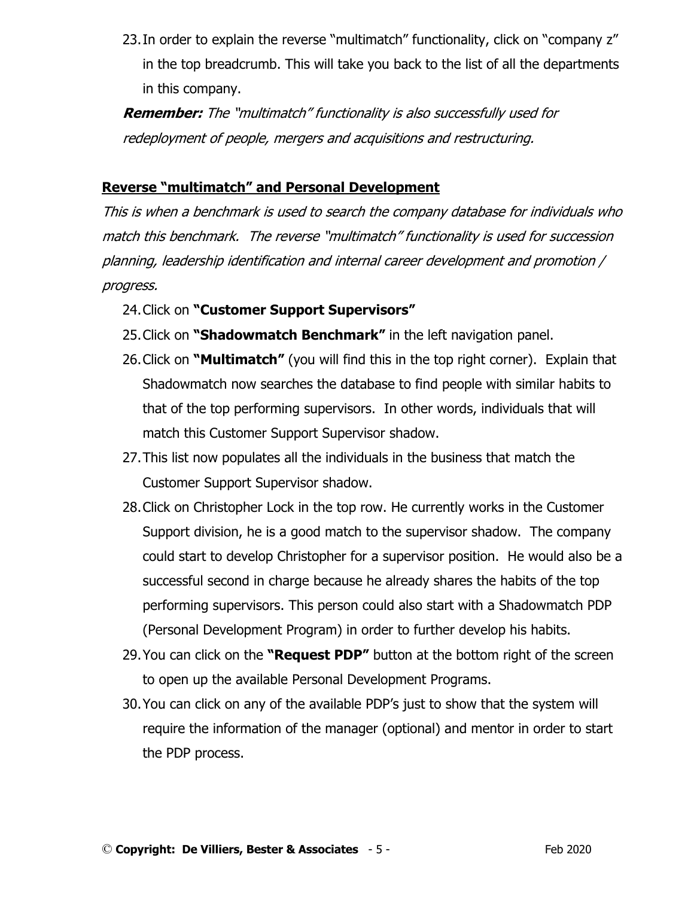23. In order to explain the reverse "multimatch" functionality, click on "company z" in the top breadcrumb. This will take you back to the list of all the departments in this company.

***Remember:*** *The "multimatch" functionality is also successfully used for redeployment of people, mergers and acquisitions and restructuring.*

**<u>Reverse "multimatch" and Personal Development</u>**

*This is when a benchmark is used to search the company database for individuals who match this benchmark. The reverse "multimatch" functionality is used for succession planning, leadership identification and internal career development and promotion / progress.*

24. Click on **"Customer Support Supervisors"**
25. Click on **"Shadowmatch Benchmark"** in the left navigation panel.
26. Click on **"Multimatch"** (you will find this in the top right corner). Explain that Shadowmatch now searches the database to find people with similar habits to that of the top performing supervisors. In other words, individuals that will match this Customer Support Supervisor shadow.
27. This list now populates all the individuals in the business that match the Customer Support Supervisor shadow.
28. Click on Christopher Lock in the top row. He currently works in the Customer Support division, he is a good match to the supervisor shadow. The company could start to develop Christopher for a supervisor position. He would also be a successful second in charge because he already shares the habits of the top performing supervisors. This person could also start with a Shadowmatch PDP (Personal Development Program) in order to further develop his habits.
29. You can click on the **"Request PDP"** button at the bottom right of the screen to open up the available Personal Development Programs.
30. You can click on any of the available PDP's just to show that the system will require the information of the manager (optional) and mentor in order to start the PDP process.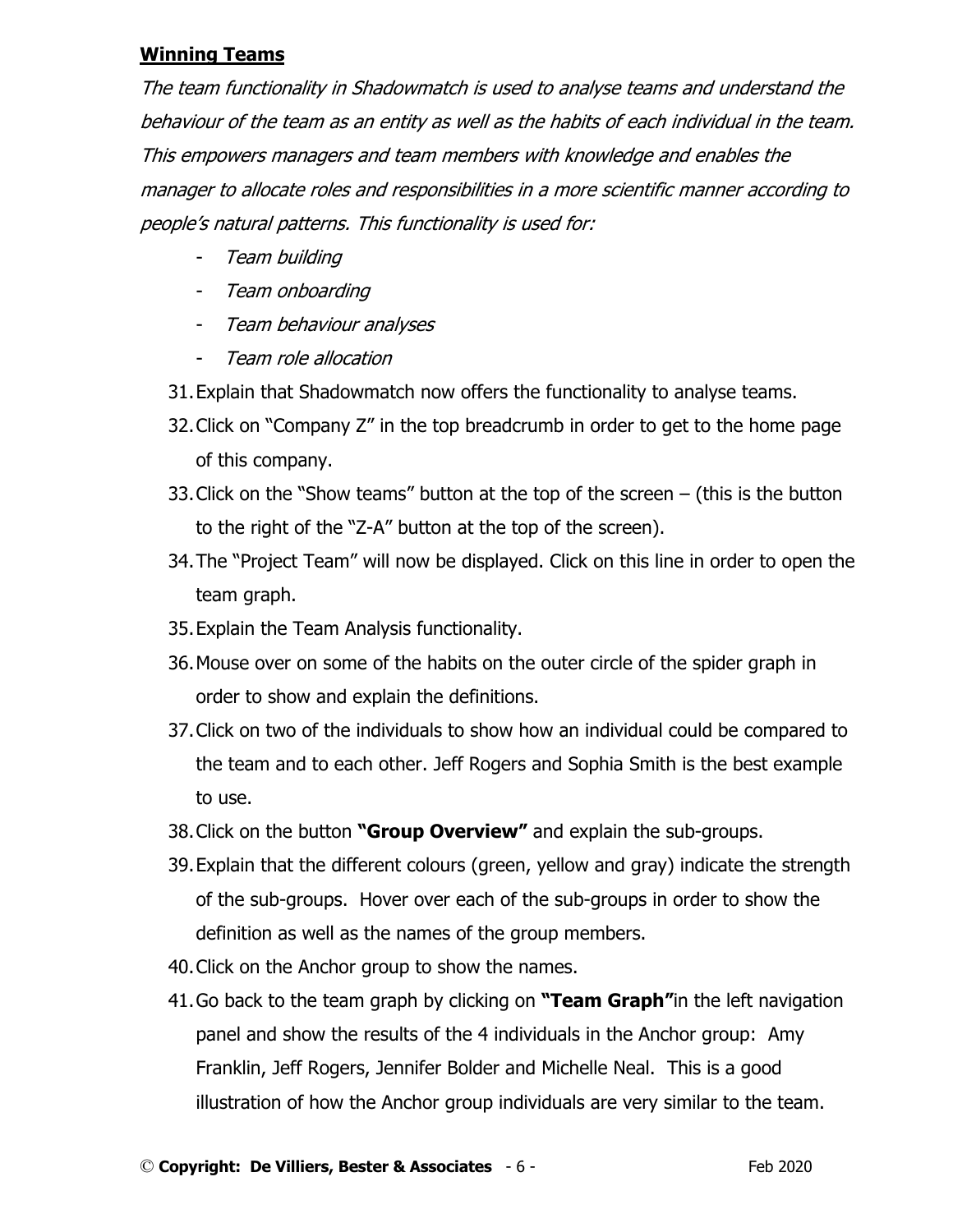**Winning Teams**

*The team functionality in Shadowmatch is used to analyse teams and understand the behaviour of the team as an entity as well as the habits of each individual in the team. This empowers managers and team members with knowledge and enables the manager to allocate roles and responsibilities in a more scientific manner according to people's natural patterns. This functionality is used for:*

- *Team building*
- *Team onboarding*
- *Team behaviour analyses*
- *Team role allocation*

31. Explain that Shadowmatch now offers the functionality to analyse teams.
32. Click on "Company Z" in the top breadcrumb in order to get to the home page of this company.
33. Click on the "Show teams" button at the top of the screen – (this is the button to the right of the "Z-A" button at the top of the screen).
34. The "Project Team" will now be displayed. Click on this line in order to open the team graph.
35. Explain the Team Analysis functionality.
36. Mouse over on some of the habits on the outer circle of the spider graph in order to show and explain the definitions.
37. Click on two of the individuals to show how an individual could be compared to the team and to each other. Jeff Rogers and Sophia Smith is the best example to use.
38. Click on the button **"Group Overview"** and explain the sub-groups.
39. Explain that the different colours (green, yellow and gray) indicate the strength of the sub-groups. Hover over each of the sub-groups in order to show the definition as well as the names of the group members.
40. Click on the Anchor group to show the names.
41. Go back to the team graph by clicking on **"Team Graph"** in the left navigation panel and show the results of the 4 individuals in the Anchor group: Amy Franklin, Jeff Rogers, Jennifer Bolder and Michelle Neal. This is a good illustration of how the Anchor group individuals are very similar to the team.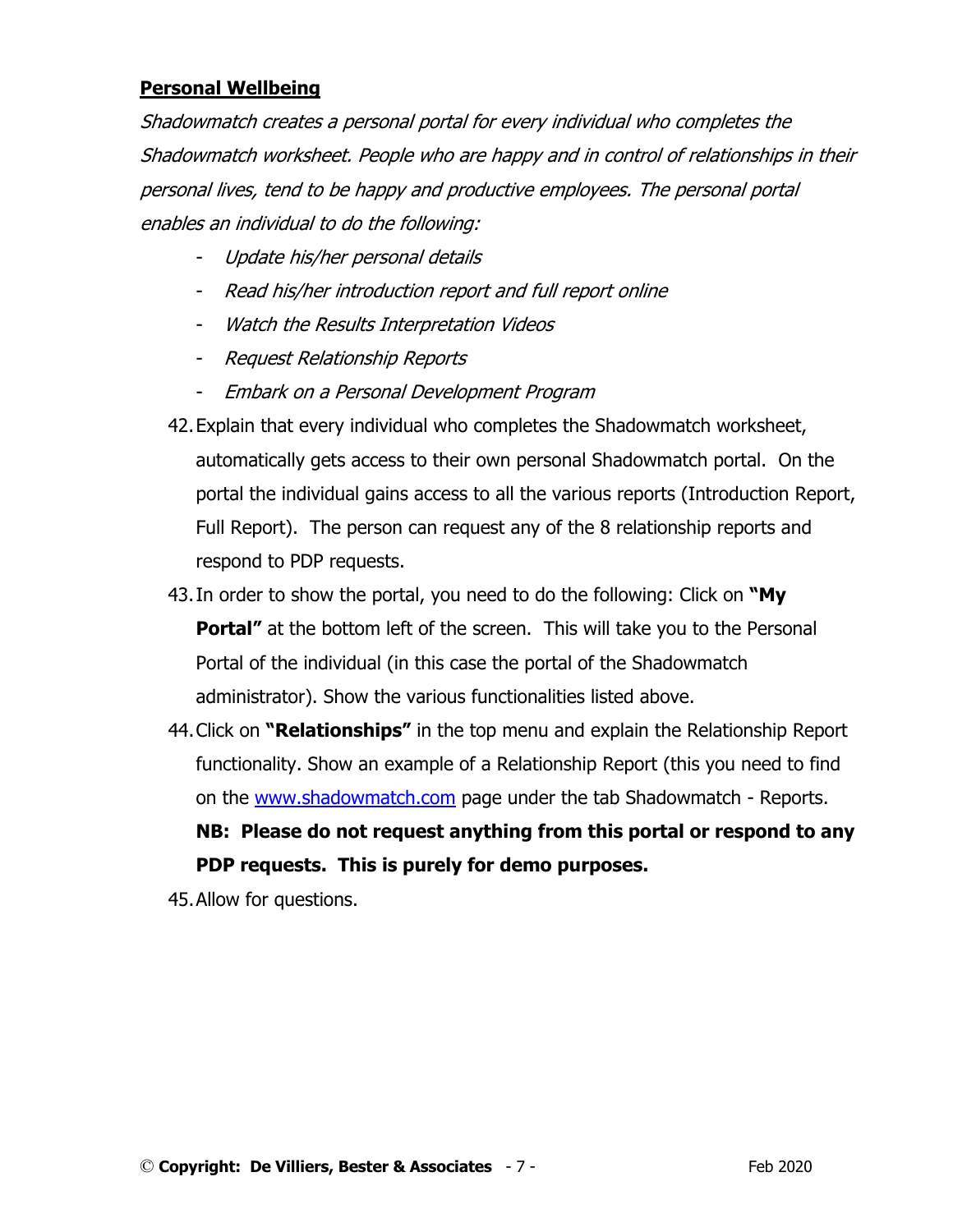**Personal Wellbeing**

*Shadowmatch creates a personal portal for every individual who completes the Shadowmatch worksheet. People who are happy and in control of relationships in their personal lives, tend to be happy and productive employees. The personal portal enables an individual to do the following:*

- *Update his/her personal details*
- *Read his/her introduction report and full report online*
- *Watch the Results Interpretation Videos*
- *Request Relationship Reports*
- *Embark on a Personal Development Program*

42. Explain that every individual who completes the Shadowmatch worksheet, automatically gets access to their own personal Shadowmatch portal. On the portal the individual gains access to all the various reports (Introduction Report, Full Report). The person can request any of the 8 relationship reports and respond to PDP requests.
43. In order to show the portal, you need to do the following: Click on **"My Portal"** at the bottom left of the screen. This will take you to the Personal Portal of the individual (in this case the portal of the Shadowmatch administrator). Show the various functionalities listed above.
44. Click on **"Relationships"** in the top menu and explain the Relationship Report functionality. Show an example of a Relationship Report (this you need to find on the [www.shadowmatch.com](http://www.shadowmatch.com) page under the tab Shadowmatch - Reports.
    **NB: Please do not request anything from this portal or respond to any PDP requests. This is purely for demo purposes.**
45. Allow for questions.

© **Copyright: De Villiers, Bester & Associates** Feb 2020